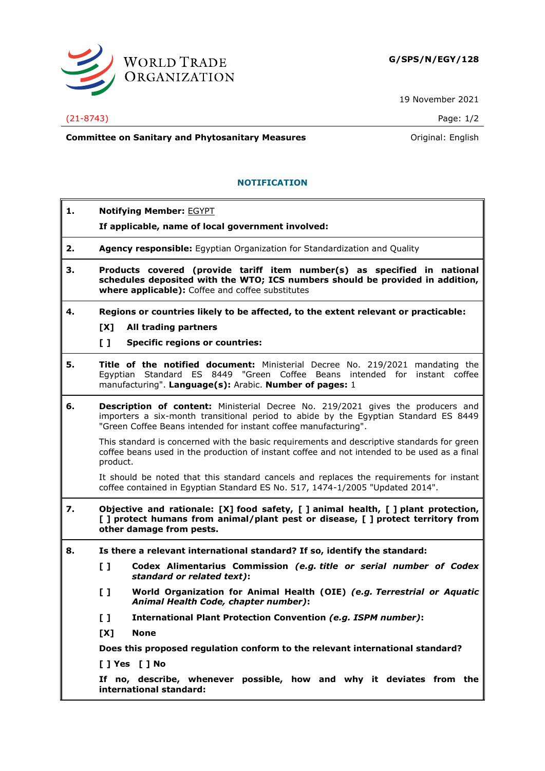WORLD TRADE ORGANIZATION

**G/SPS/N/EGY/128**

19 November 2021

(21-8743)

**Committee on Sanitary and Phytosanitary Measures**

Original: English

## NOTIFICATION

**1. Notifying Member:** EGYPT

**If applicable, name of local government involved:**

**2. Agency responsible:** Egyptian Organization for Standardization and Quality

**3. Products covered (provide tariff item number(s) as specified in national schedules deposited with the WTO; ICS numbers should be provided in addition, where applicable):** Coffee and coffee substitutes

**4. Regions or countries likely to be affected, to the extent relevant or practicable:**

**[X] All trading partners**

**[ ] Specific regions or countries:**

**5. Title of the notified document:** Ministerial Decree No. 219/2021 mandating the Egyptian Standard ES 8449 "Green Coffee Beans intended for instant coffee manufacturing". **Language(s):** Arabic. **Number of pages:** 1

**6. Description of content:** Ministerial Decree No. 219/2021 gives the producers and importers a six-month transitional period to abide by the Egyptian Standard ES 8449 "Green Coffee Beans intended for instant coffee manufacturing".

This standard is concerned with the basic requirements and descriptive standards for green coffee beans used in the production of instant coffee and not intended to be used as a final product.

It should be noted that this standard cancels and replaces the requirements for instant coffee contained in Egyptian Standard ES No. 517, 1474-1/2005 "Updated 2014".

**7. Objective and rationale: [X] food safety, [ ] animal health, [ ] plant protection, [ ] protect humans from animal/plant pest or disease, [ ] protect territory from other damage from pests.**

**8. Is there a relevant international standard? If so, identify the standard:**

**[ ] Codex Alimentarius Commission** ***(e.g. title or serial number of Codex standard or related text)*****:**

**[ ] World Organization for Animal Health (OIE)** ***(e.g. Terrestrial or Aquatic Animal Health Code, chapter number)*****:**

**[ ] International Plant Protection Convention** ***(e.g. ISPM number)*****:**

**[X] None**

**Does this proposed regulation conform to the relevant international standard?**

**[ ] Yes [ ] No**

**If no, describe, whenever possible, how and why it deviates from the international standard:**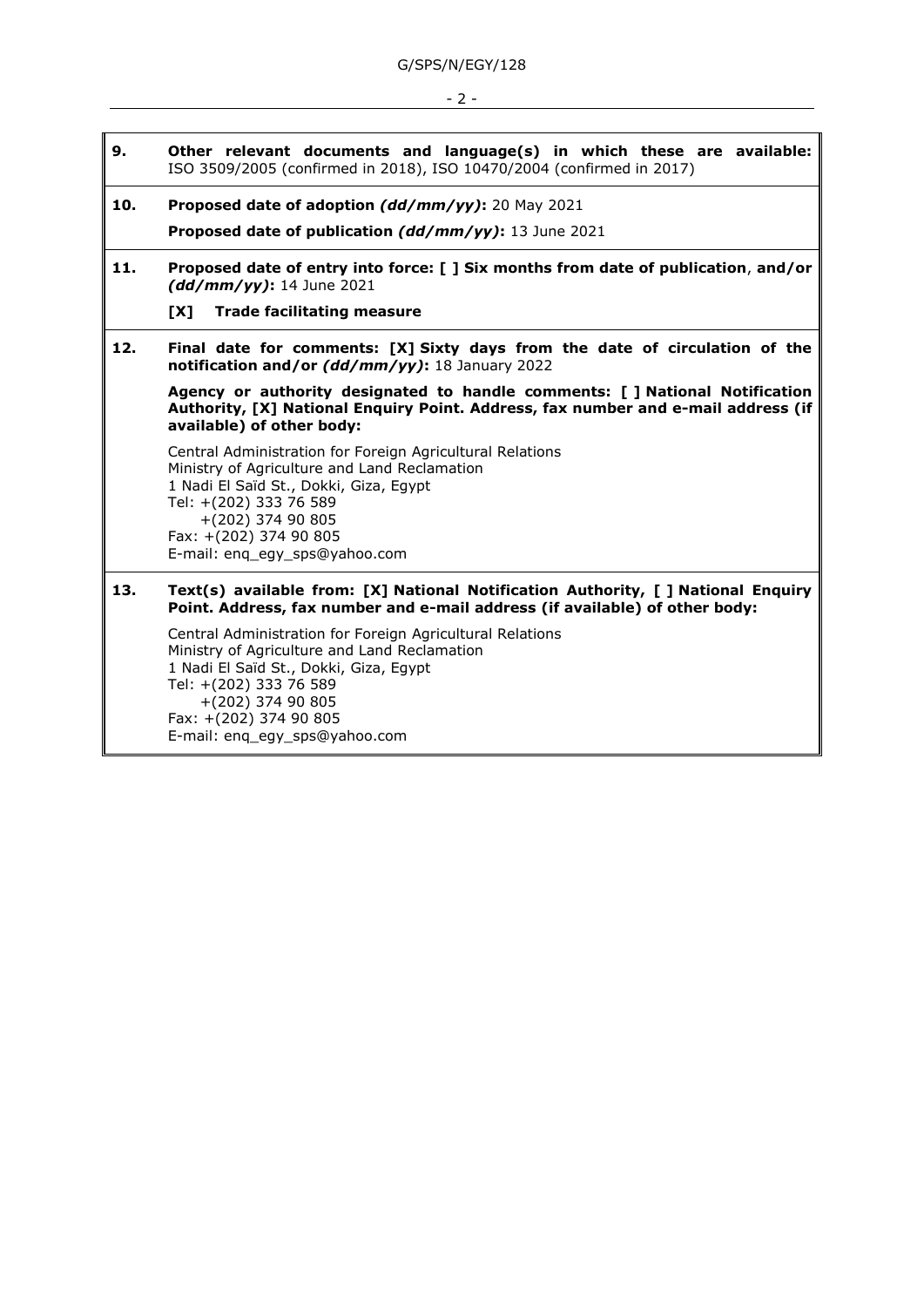**9. Other relevant documents and language(s) in which these are available:** ISO 3509/2005 (confirmed in 2018), ISO 10470/2004 (confirmed in 2017)

**10. Proposed date of adoption *(dd/mm/yy)*:** 20 May 2021

**Proposed date of publication *(dd/mm/yy)*:** 13 June 2021

**11. Proposed date of entry into force: [ ] Six months from date of publication, and/or *(dd/mm/yy)*:** 14 June 2021

**[X] Trade facilitating measure**

**12. Final date for comments: [X] Sixty days from the date of circulation of the notification and/or *(dd/mm/yy)*:** 18 January 2022

**Agency or authority designated to handle comments: [ ] National Notification Authority, [X] National Enquiry Point. Address, fax number and e-mail address (if available) of other body:**

Central Administration for Foreign Agricultural Relations
Ministry of Agriculture and Land Reclamation
1 Nadi El Saïd St., Dokki, Giza, Egypt
Tel: +(202) 333 76 589
+(202) 374 90 805
Fax: +(202) 374 90 805
E-mail: enq_egy_sps@yahoo.com

**13. Text(s) available from: [X] National Notification Authority, [ ] National Enquiry Point. Address, fax number and e-mail address (if available) of other body:**

Central Administration for Foreign Agricultural Relations
Ministry of Agriculture and Land Reclamation
1 Nadi El Saïd St., Dokki, Giza, Egypt
Tel: +(202) 333 76 589
+(202) 374 90 805
Fax: +(202) 374 90 805
E-mail: enq_egy_sps@yahoo.com